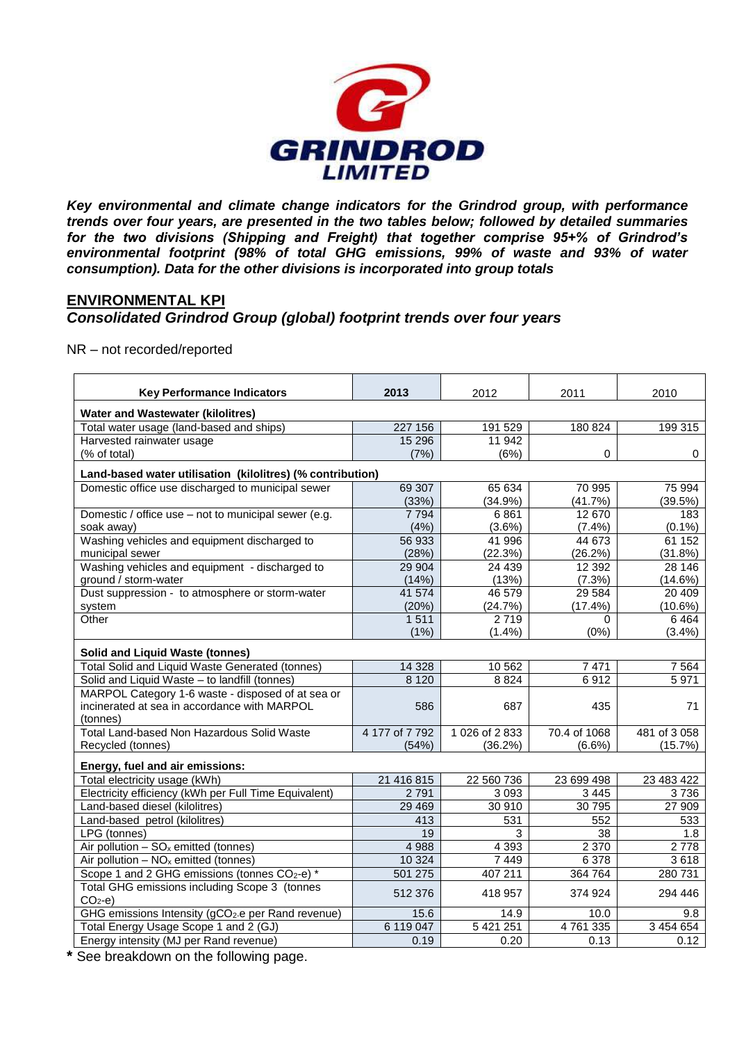***Key environmental and climate change indicators for the Grindrod group, with performance trends over four years, are presented in the two tables below; followed by detailed summaries for the two divisions (Shipping and Freight) that together comprise 95+% of Grindrod's environmental footprint (98% of total GHG emissions, 99% of waste and 93% of water consumption). Data for the other divisions is incorporated into group totals***

## ENVIRONMENTAL KPI

### *Consolidated Grindrod Group (global) footprint trends over four years*

NR – not recorded/reported

| Key Performance Indicators | 2013 | 2012 | 2011 | 2010 |
|---|---|---|---|---|
| **Water and Wastewater (kilolitres)** | | | | |
| Total water usage (land-based and ships) | 227 156 | 191 529 | 180 824 | 199 315 |
| Harvested rainwater usage (% of total) | 15 296 (7%) | 11 942 (6%) | 0 | 0 |
| **Land-based water utilisation (kilolitres) (% contribution)** | | | | |
| Domestic office use discharged to municipal sewer | 69 307 (33%) | 65 634 (34.9%) | 70 995 (41.7%) | 75 994 (39.5%) |
| Domestic / office use – not to municipal sewer (e.g. soak away) | 7 794 (4%) | 6 861 (3.6%) | 12 670 (7.4%) | 183 (0.1%) |
| Washing vehicles and equipment discharged to municipal sewer | 56 933 (28%) | 41 996 (22.3%) | 44 673 (26.2%) | 61 152 (31.8%) |
| Washing vehicles and equipment - discharged to ground / storm-water | 29 904 (14%) | 24 439 (13%) | 12 392 (7.3%) | 28 146 (14.6%) |
| Dust suppression - to atmosphere or storm-water system | 41 574 (20%) | 46 579 (24.7%) | 29 584 (17.4%) | 20 409 (10.6%) |
| Other | 1 511 (1%) | 2 719 (1.4%) | 0 (0%) | 6 464 (3.4%) |
| **Solid and Liquid Waste (tonnes)** | | | | |
| Total Solid and Liquid Waste Generated (tonnes) | 14 328 | 10 562 | 7 471 | 7 564 |
| Solid and Liquid Waste – to landfill (tonnes) | 8 120 | 8 824 | 6 912 | 5 971 |
| MARPOL Category 1-6 waste - disposed of at sea or incinerated at sea in accordance with MARPOL (tonnes) | 586 | 687 | 435 | 71 |
| Total Land-based Non Hazardous Solid Waste Recycled (tonnes) | 4 177 of 7 792 (54%) | 1 026 of 2 833 (36.2%) | 70.4 of 1068 (6.6%) | 481 of 3 058 (15.7%) |
| **Energy, fuel and air emissions:** | | | | |
| Total electricity usage (kWh) | 21 416 815 | 22 560 736 | 23 699 498 | 23 483 422 |
| Electricity efficiency (kWh per Full Time Equivalent) | 2 791 | 3 093 | 3 445 | 3 736 |
| Land-based diesel (kilolitres) | 29 469 | 30 910 | 30 795 | 27 909 |
| Land-based petrol (kilolitres) | 413 | 531 | 552 | 533 |
| LPG (tonnes) | 19 | 3 | 38 | 1.8 |
| Air pollution – $SO_x$ emitted (tonnes) | 4 988 | 4 393 | 2 370 | 2 778 |
| Air pollution – $NO_x$ emitted (tonnes) | 10 324 | 7 449 | 6 378 | 3 618 |
| Scope 1 and 2 GHG emissions (tonnes $CO_2$-e) * | 501 275 | 407 211 | 364 764 | 280 731 |
| Total GHG emissions including Scope 3 (tonnes $CO_2$-e) | 512 376 | 418 957 | 374 924 | 294 446 |
| GHG emissions Intensity (g$CO_2$-e per Rand revenue) | 15.6 | 14.9 | 10.0 | 9.8 |
| Total Energy Usage Scope 1 and 2 (GJ) | 6 119 047 | 5 421 251 | 4 761 335 | 3 454 654 |
| Energy intensity (MJ per Rand revenue) | 0.19 | 0.20 | 0.13 | 0.12 |

**\*** See breakdown on the following page.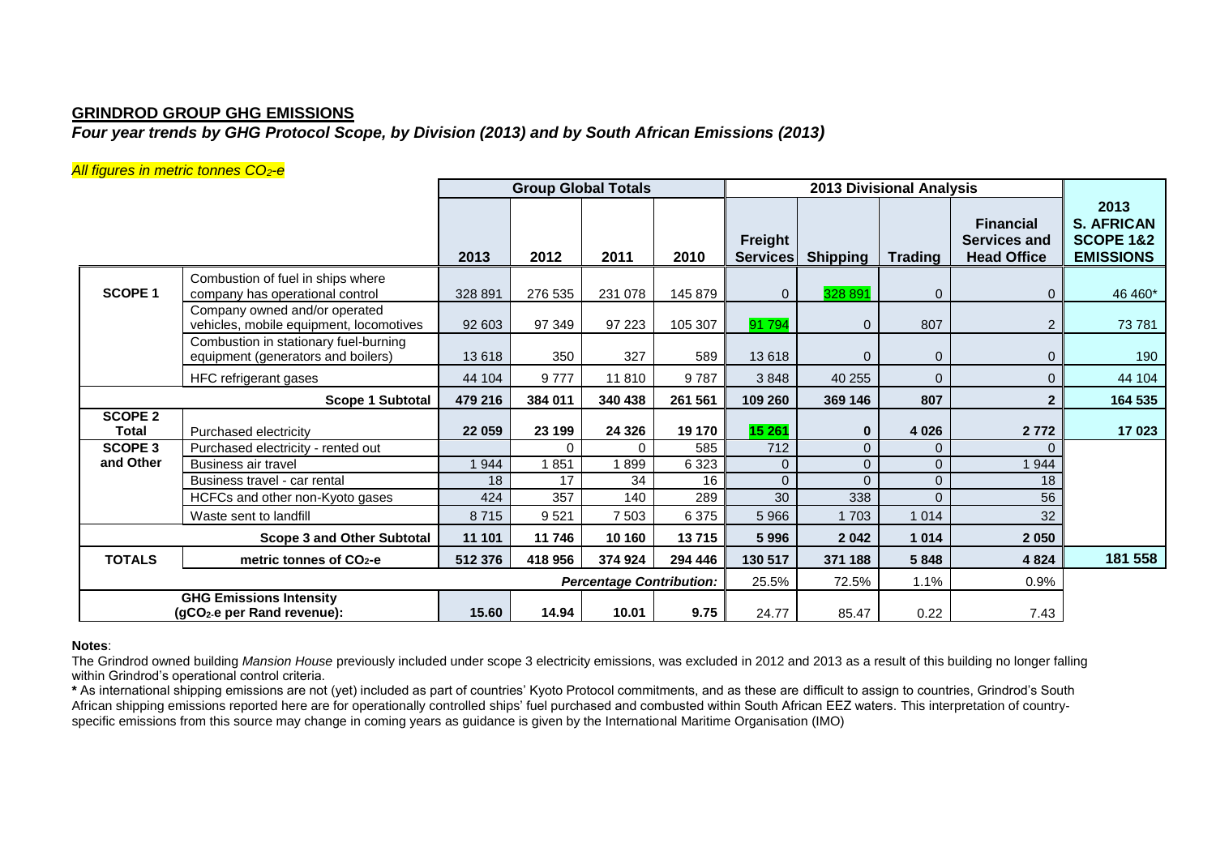## GRINDROD GROUP GHG EMISSIONS

### *Four year trends by GHG Protocol Scope, by Division (2013) and by South African Emissions (2013)*

*All figures in metric tonnes $CO_2$-e*

| | | Group Global Totals | | | | 2013 Divisional Analysis | | | | |
|---|---|---|---|---|---|---|---|---|---|---|
| | | 2013 | 2012 | 2011 | 2010 | Freight Services | Shipping | Trading | Financial Services and Head Office | 2013 S. AFRICAN SCOPE 1&2 EMISSIONS |
| **SCOPE 1** | Combustion of fuel in ships where company has operational control | 328 891 | 276 535 | 231 078 | 145 879 | 0 | 328 891 | 0 | 0 | 46 460* |
| | Company owned and/or operated vehicles, mobile equipment, locomotives | 92 603 | 97 349 | 97 223 | 105 307 | 91 794 | 0 | 807 | 2 | 73 781 |
| | Combustion in stationary fuel-burning equipment (generators and boilers) | 13 618 | 350 | 327 | 589 | 13 618 | 0 | 0 | 0 | 190 |
| | HFC refrigerant gases | 44 104 | 9 777 | 11 810 | 9 787 | 3 848 | 40 255 | 0 | 0 | 44 104 |
| | **Scope 1 Subtotal** | **479 216** | **384 011** | **340 438** | **261 561** | **109 260** | **369 146** | **807** | **2** | **164 535** |
| **SCOPE 2 Total** | Purchased electricity | **22 059** | **23 199** | **24 326** | **19 170** | **15 261** | **0** | **4 026** | **2 772** | **17 023** |
| **SCOPE 3 and Other** | Purchased electricity - rented out | | 0 | 0 | 585 | 712 | 0 | 0 | 0 | |
| | Business air travel | 1 944 | 1 851 | 1 899 | 6 323 | 0 | 0 | 0 | 1 944 | |
| | Business travel - car rental | 18 | 17 | 34 | 16 | 0 | 0 | 0 | 18 | |
| | HCFCs and other non-Kyoto gases | 424 | 357 | 140 | 289 | 30 | 338 | 0 | 56 | |
| | Waste sent to landfill | 8 715 | 9 521 | 7 503 | 6 375 | 5 966 | 1 703 | 1 014 | 32 | |
| | **Scope 3 and Other Subtotal** | **11 101** | **11 746** | **10 160** | **13 715** | **5 996** | **2 042** | **1 014** | **2 050** | |
| **TOTALS** | **metric tonnes of $CO_2$-e** | **512 376** | **418 956** | **374 924** | **294 446** | **130 517** | **371 188** | **5 848** | **4 824** | **181 558** |
| | | | | | ***Percentage Contribution:*** | 25.5% | 72.5% | 1.1% | 0.9% | |
| **GHG Emissions Intensity ($gCO_2$-e per Rand revenue):** | | **15.60** | **14.94** | **10.01** | **9.75** | 24.77 | 85.47 | 0.22 | 7.43 | |

**Notes**:

The Grindrod owned building *Mansion House* previously included under scope 3 electricity emissions, was excluded in 2012 and 2013 as a result of this building no longer falling within Grindrod's operational control criteria.

**\*** As international shipping emissions are not (yet) included as part of countries' Kyoto Protocol commitments, and as these are difficult to assign to countries, Grindrod's South African shipping emissions reported here are for operationally controlled ships' fuel purchased and combusted within South African EEZ waters. This interpretation of country-specific emissions from this source may change in coming years as guidance is given by the International Maritime Organisation (IMO)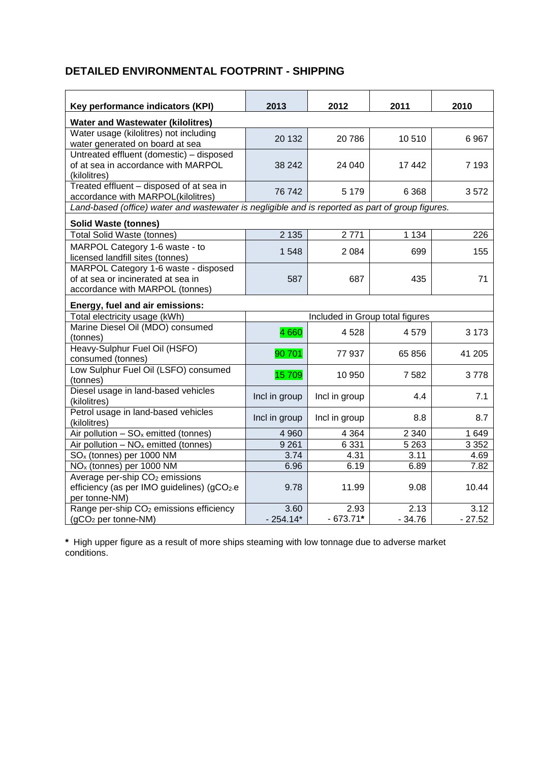## DETAILED ENVIRONMENTAL FOOTPRINT - SHIPPING

| Key performance indicators (KPI) | 2013 | 2012 | 2011 | 2010 |
|---|---|---|---|---|
| **Water and Wastewater (kilolitres)** | | | | |
| Water usage (kilolitres) not including water generated on board at sea | 20 132 | 20 786 | 10 510 | 6 967 |
| Untreated effluent (domestic) – disposed of at sea in accordance with MARPOL (kilolitres) | 38 242 | 24 040 | 17 442 | 7 193 |
| Treated effluent – disposed of at sea in accordance with MARPOL(kilolitres) | 76 742 | 5 179 | 6 368 | 3 572 |
| *Land-based (office) water and wastewater is negligible and is reported as part of group figures.* | | | | |
| **Solid Waste (tonnes)** | | | | |
| Total Solid Waste (tonnes) | 2 135 | 2 771 | 1 134 | 226 |
| MARPOL Category 1-6 waste - to licensed landfill sites (tonnes) | 1 548 | 2 084 | 699 | 155 |
| MARPOL Category 1-6 waste - disposed of at sea or incinerated at sea in accordance with MARPOL (tonnes) | 587 | 687 | 435 | 71 |
| **Energy, fuel and air emissions:** | | | | |
| Total electricity usage (kWh) | Included in Group total figures | | | |
| Marine Diesel Oil (MDO) consumed (tonnes) | 4 660 | 4 528 | 4 579 | 3 173 |
| Heavy-Sulphur Fuel Oil (HSFO) consumed (tonnes) | 90 701 | 77 937 | 65 856 | 41 205 |
| Low Sulphur Fuel Oil (LSFO) consumed (tonnes) | 15 709 | 10 950 | 7 582 | 3 778 |
| Diesel usage in land-based vehicles (kilolitres) | Incl in group | Incl in group | 4.4 | 7.1 |
| Petrol usage in land-based vehicles (kilolitres) | Incl in group | Incl in group | 8.8 | 8.7 |
| Air pollution – $SO_x$ emitted (tonnes) | 4 960 | 4 364 | 2 340 | 1 649 |
| Air pollution – $NO_x$ emitted (tonnes) | 9 261 | 6 331 | 5 263 | 3 352 |
| $SO_x$ (tonnes) per 1000 NM | 3.74 | 4.31 | 3.11 | 4.69 |
| $NO_x$ (tonnes) per 1000 NM | 6.96 | 6.19 | 6.89 | 7.82 |
| Average per-ship $CO_2$ emissions efficiency (as per IMO guidelines) ($gCO_2$.e per tonne-NM) | 9.78 | 11.99 | 9.08 | 10.44 |
| Range per-ship $CO_2$ emissions efficiency ($gCO_2$ per tonne-NM) | 3.60 - 254.14* | 2.93 - 673.71* | 2.13 - 34.76 | 3.12 - 27.52 |

**\*** High upper figure as a result of more ships steaming with low tonnage due to adverse market conditions.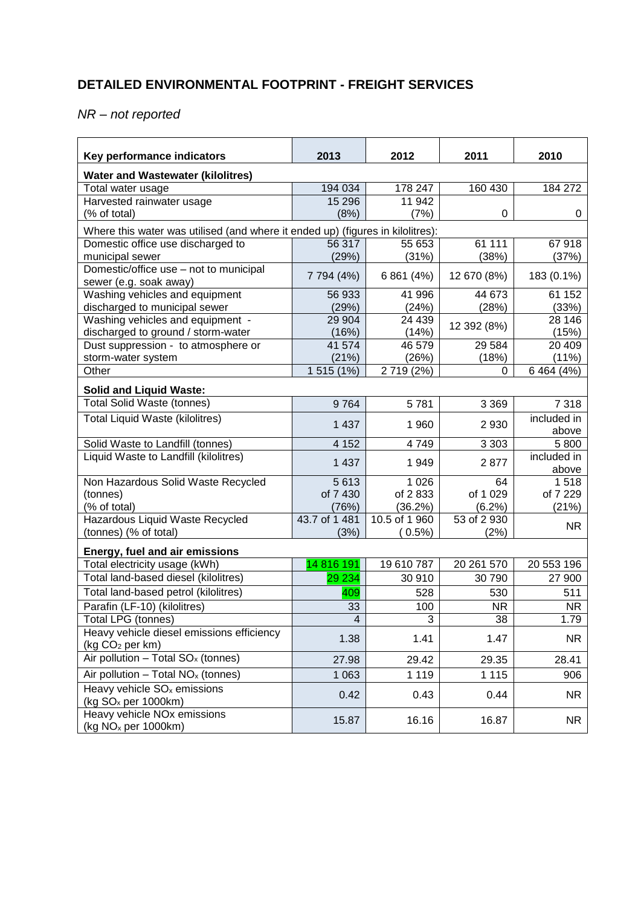## DETAILED ENVIRONMENTAL FOOTPRINT - FREIGHT SERVICES

*NR – not reported*

| Key performance indicators | 2013 | 2012 | 2011 | 2010 |
|---|---|---|---|---|
| **Water and Wastewater (kilolitres)** | | | | |
| Total water usage | 194 034 | 178 247 | 160 430 | 184 272 |
| Harvested rainwater usage (% of total) | 15 296 (8%) | 11 942 (7%) | 0 | 0 |
| Where this water was utilised (and where it ended up) (figures in kilolitres): | | | | |
| Domestic office use discharged to municipal sewer | 56 317 (29%) | 55 653 (31%) | 61 111 (38%) | 67 918 (37%) |
| Domestic/office use – not to municipal sewer (e.g. soak away) | 7 794 (4%) | 6 861 (4%) | 12 670 (8%) | 183 (0.1%) |
| Washing vehicles and equipment discharged to municipal sewer | 56 933 (29%) | 41 996 (24%) | 44 673 (28%) | 61 152 (33%) |
| Washing vehicles and equipment - discharged to ground / storm-water | 29 904 (16%) | 24 439 (14%) | 12 392 (8%) | 28 146 (15%) |
| Dust suppression - to atmosphere or storm-water system | 41 574 (21%) | 46 579 (26%) | 29 584 (18%) | 20 409 (11%) |
| Other | 1 515 (1%) | 2 719 (2%) | 0 | 6 464 (4%) |
| **Solid and Liquid Waste:** | | | | |
| Total Solid Waste (tonnes) | 9 764 | 5 781 | 3 369 | 7 318 |
| Total Liquid Waste (kilolitres) | 1 437 | 1 960 | 2 930 | included in above |
| Solid Waste to Landfill (tonnes) | 4 152 | 4 749 | 3 303 | 5 800 |
| Liquid Waste to Landfill (kilolitres) | 1 437 | 1 949 | 2 877 | included in above |
| Non Hazardous Solid Waste Recycled (tonnes) (% of total) | 5 613 of 7 430 (76%) | 1 026 of 2 833 (36.2%) | 64 of 1 029 (6.2%) | 1 518 of 7 229 (21%) |
| Hazardous Liquid Waste Recycled (tonnes) (% of total) | 43.7 of 1 481 (3%) | 10.5 of 1 960 ( 0.5%) | 53 of 2 930 (2%) | NR |
| **Energy, fuel and air emissions** | | | | |
| Total electricity usage (kWh) | 14 816 191 | 19 610 787 | 20 261 570 | 20 553 196 |
| Total land-based diesel (kilolitres) | 29 234 | 30 910 | 30 790 | 27 900 |
| Total land-based petrol (kilolitres) | 409 | 528 | 530 | 511 |
| Parafin (LF-10) (kilolitres) | 33 | 100 | NR | NR |
| Total LPG (tonnes) | 4 | 3 | 38 | 1.79 |
| Heavy vehicle diesel emissions efficiency (kg $CO_2$ per km) | 1.38 | 1.41 | 1.47 | NR |
| Air pollution – Total $SO_x$ (tonnes) | 27.98 | 29.42 | 29.35 | 28.41 |
| Air pollution – Total $NO_x$ (tonnes) | 1 063 | 1 119 | 1 115 | 906 |
| Heavy vehicle $SO_x$ emissions (kg $SO_x$ per 1000km) | 0.42 | 0.43 | 0.44 | NR |
| Heavy vehicle NOx emissions (kg $NO_x$ per 1000km) | 15.87 | 16.16 | 16.87 | NR |